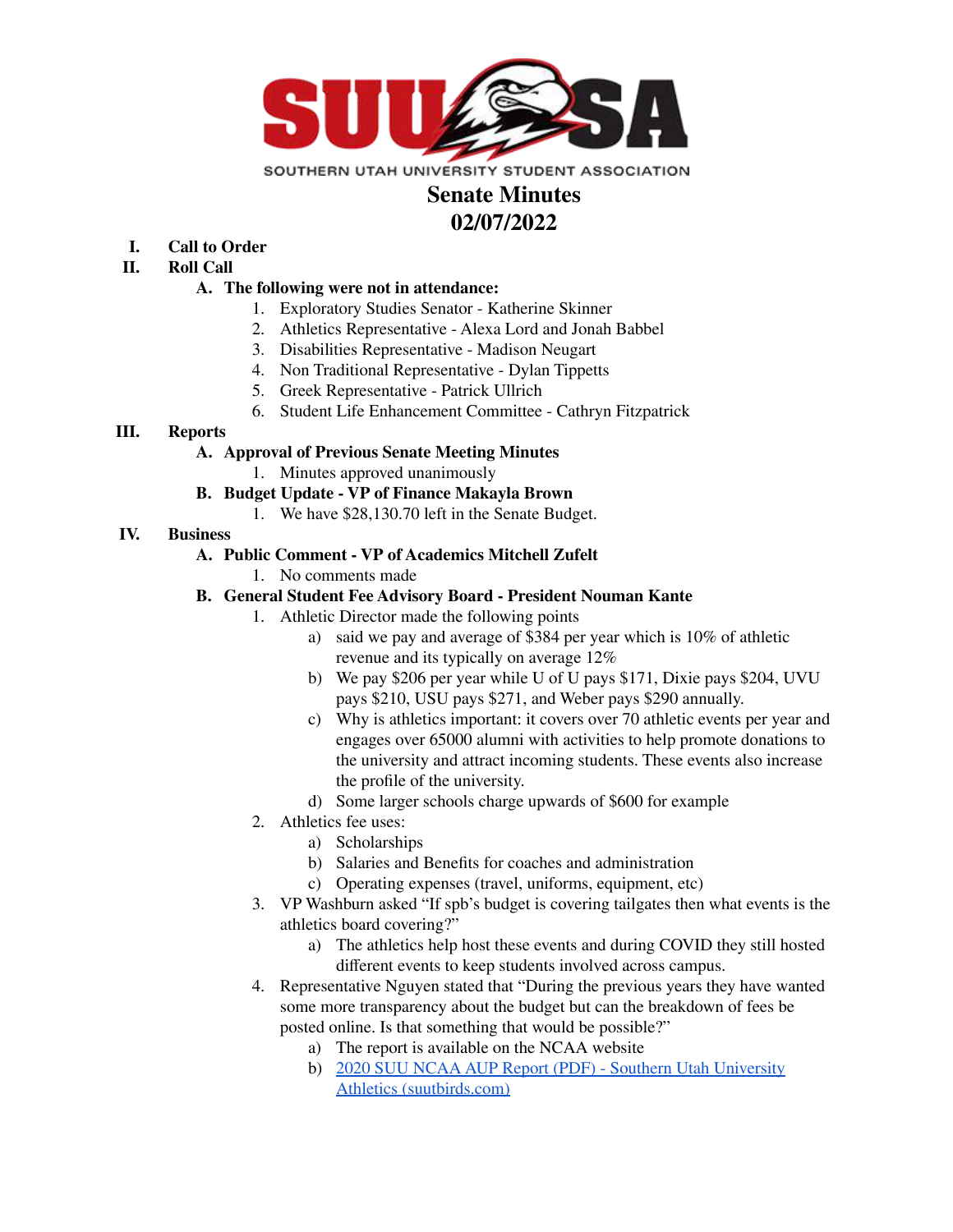SOUTHERN UTAH UNIVERSITY STUDENT ASSOCIATION

# Senate Minutes
# 02/07/2022

I. **Call to Order**

II. **Roll Call**

   A. **The following were not in attendance:**
      1. Exploratory Studies Senator - Katherine Skinner
      2. Athletics Representative - Alexa Lord and Jonah Babbel
      3. Disabilities Representative - Madison Neugart
      4. Non Traditional Representative - Dylan Tippetts
      5. Greek Representative - Patrick Ullrich
      6. Student Life Enhancement Committee - Cathryn Fitzpatrick

III. **Reports**

   A. **Approval of Previous Senate Meeting Minutes**
      1. Minutes approved unanimously

   B. **Budget Update - VP of Finance Makayla Brown**
      1. We have $28,130.70 left in the Senate Budget.

IV. **Business**

   A. **Public Comment - VP of Academics Mitchell Zufelt**
      1. No comments made

   B. **General Student Fee Advisory Board - President Nouman Kante**
      1. Athletic Director made the following points
         a) said we pay and average of $384 per year which is 10% of athletic revenue and its typically on average 12%
         b) We pay $206 per year while U of U pays $171, Dixie pays $204, UVU pays $210, USU pays $271, and Weber pays $290 annually.
         c) Why is athletics important: it covers over 70 athletic events per year and engages over 65000 alumni with activities to help promote donations to the university and attract incoming students. These events also increase the profile of the university.
         d) Some larger schools charge upwards of $600 for example
      2. Athletics fee uses:
         a) Scholarships
         b) Salaries and Benefits for coaches and administration
         c) Operating expenses (travel, uniforms, equipment, etc)
      3. VP Washburn asked "If spb's budget is covering tailgates then what events is the athletics board covering?"
         a) The athletics help host these events and during COVID they still hosted different events to keep students involved across campus.
      4. Representative Nguyen stated that "During the previous years they have wanted some more transparency about the budget but can the breakdown of fees be posted online. Is that something that would be possible?"
         a) The report is available on the NCAA website
         b) [2020 SUU NCAA AUP Report (PDF) - Southern Utah University Athletics (suutbirds.com)]()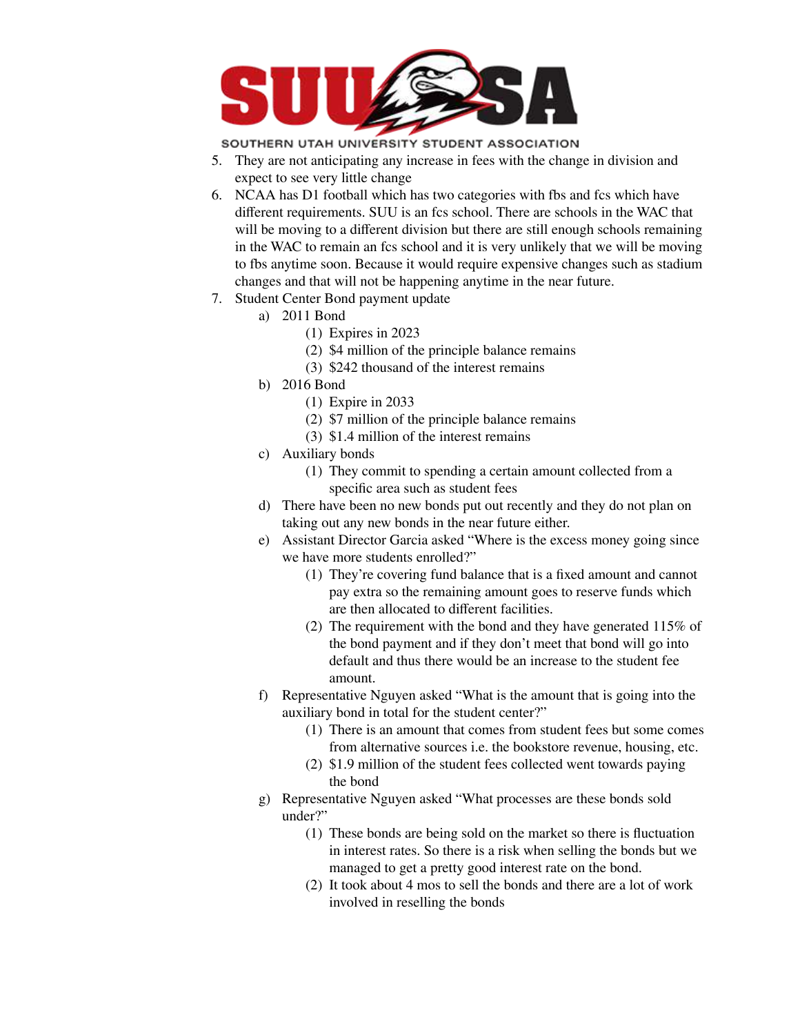5. They are not anticipating any increase in fees with the change in division and expect to see very little change
6. NCAA has D1 football which has two categories with fbs and fcs which have different requirements. SUU is an fcs school. There are schools in the WAC that will be moving to a different division but there are still enough schools remaining in the WAC to remain an fcs school and it is very unlikely that we will be moving to fbs anytime soon. Because it would require expensive changes such as stadium changes and that will not be happening anytime in the near future.
7. Student Center Bond payment update
   a) 2011 Bond
      (1) Expires in 2023
      (2) $4 million of the principle balance remains
      (3) $242 thousand of the interest remains
   b) 2016 Bond
      (1) Expire in 2033
      (2) $7 million of the principle balance remains
      (3) $1.4 million of the interest remains
   c) Auxiliary bonds
      (1) They commit to spending a certain amount collected from a specific area such as student fees
   d) There have been no new bonds put out recently and they do not plan on taking out any new bonds in the near future either.
   e) Assistant Director Garcia asked "Where is the excess money going since we have more students enrolled?"
      (1) They're covering fund balance that is a fixed amount and cannot pay extra so the remaining amount goes to reserve funds which are then allocated to different facilities.
      (2) The requirement with the bond and they have generated 115% of the bond payment and if they don't meet that bond will go into default and thus there would be an increase to the student fee amount.
   f) Representative Nguyen asked "What is the amount that is going into the auxiliary bond in total for the student center?"
      (1) There is an amount that comes from student fees but some comes from alternative sources i.e. the bookstore revenue, housing, etc.
      (2) $1.9 million of the student fees collected went towards paying the bond
   g) Representative Nguyen asked "What processes are these bonds sold under?"
      (1) These bonds are being sold on the market so there is fluctuation in interest rates. So there is a risk when selling the bonds but we managed to get a pretty good interest rate on the bond.
      (2) It took about 4 mos to sell the bonds and there are a lot of work involved in reselling the bonds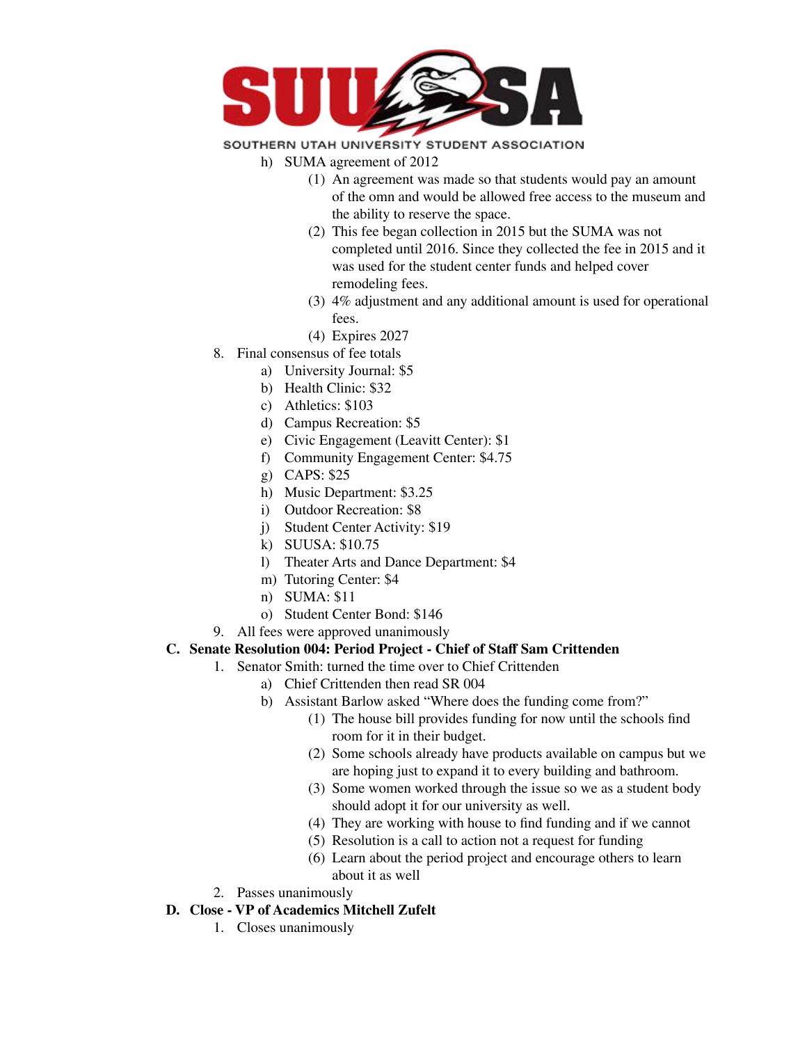- h) SUMA agreement of 2012
  - (1) An agreement was made so that students would pay an amount of the omn and would be allowed free access to the museum and the ability to reserve the space.
  - (2) This fee began collection in 2015 but the SUMA was not completed until 2016. Since they collected the fee in 2015 and it was used for the student center funds and helped cover remodeling fees.
  - (3) 4% adjustment and any additional amount is used for operational fees.
  - (4) Expires 2027

8. Final consensus of fee totals
   - a) University Journal: $5
   - b) Health Clinic: $32
   - c) Athletics: $103
   - d) Campus Recreation: $5
   - e) Civic Engagement (Leavitt Center): $1
   - f) Community Engagement Center: $4.75
   - g) CAPS: $25
   - h) Music Department: $3.25
   - i) Outdoor Recreation: $8
   - j) Student Center Activity: $19
   - k) SUUSA: $10.75
   - l) Theater Arts and Dance Department: $4
   - m) Tutoring Center: $4
   - n) SUMA: $11
   - o) Student Center Bond: $146
9. All fees were approved unanimously

**C. Senate Resolution 004: Period Project - Chief of Staff Sam Crittenden**

1. Senator Smith: turned the time over to Chief Crittenden
   - a) Chief Crittenden then read SR 004
   - b) Assistant Barlow asked "Where does the funding come from?"
     - (1) The house bill provides funding for now until the schools find room for it in their budget.
     - (2) Some schools already have products available on campus but we are hoping just to expand it to every building and bathroom.
     - (3) Some women worked through the issue so we as a student body should adopt it for our university as well.
     - (4) They are working with house to find funding and if we cannot
     - (5) Resolution is a call to action not a request for funding
     - (6) Learn about the period project and encourage others to learn about it as well
2. Passes unanimously

**D. Close - VP of Academics Mitchell Zufelt**

1. Closes unanimously